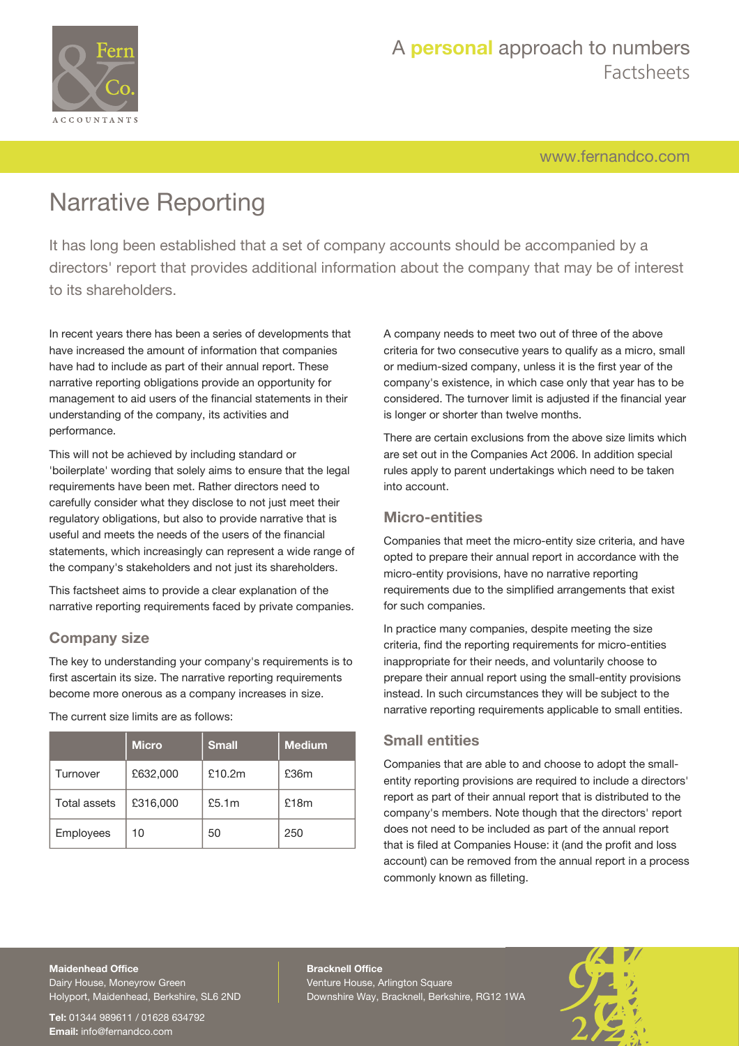# Narrative Reporting

It has long been established that a set of company accounts should be accompanied by a directors' report that provides additional information about the company that may be of interest to its shareholders.

In recent years there has been a series of developments that have increased the amount of information that companies have had to include as part of their annual report. These narrative reporting obligations provide an opportunity for management to aid users of the financial statements in their understanding of the company, its activities and performance.

This will not be achieved by including standard or 'boilerplate' wording that solely aims to ensure that the legal requirements have been met. Rather directors need to carefully consider what they disclose to not just meet their regulatory obligations, but also to provide narrative that is useful and meets the needs of the users of the financial statements, which increasingly can represent a wide range of the company's stakeholders and not just its shareholders.

This factsheet aims to provide a clear explanation of the narrative reporting requirements faced by private companies.

## Company size

The key to understanding your company's requirements is to first ascertain its size. The narrative reporting requirements become more onerous as a company increases in size.

The current size limits are as follows:

| | Micro | Small | Medium |
|---|---|---|---|
| Turnover | £632,000 | £10.2m | £36m |
| Total assets | £316,000 | £5.1m | £18m |
| Employees | 10 | 50 | 250 |

A company needs to meet two out of three of the above criteria for two consecutive years to qualify as a micro, small or medium-sized company, unless it is the first year of the company's existence, in which case only that year has to be considered. The turnover limit is adjusted if the financial year is longer or shorter than twelve months.

There are certain exclusions from the above size limits which are set out in the Companies Act 2006. In addition special rules apply to parent undertakings which need to be taken into account.

## Micro-entities

Companies that meet the micro-entity size criteria, and have opted to prepare their annual report in accordance with the micro-entity provisions, have no narrative reporting requirements due to the simplified arrangements that exist for such companies.

In practice many companies, despite meeting the size criteria, find the reporting requirements for micro-entities inappropriate for their needs, and voluntarily choose to prepare their annual report using the small-entity provisions instead. In such circumstances they will be subject to the narrative reporting requirements applicable to small entities.

## Small entities

Companies that are able to and choose to adopt the small-entity reporting provisions are required to include a directors' report as part of their annual report that is distributed to the company's members. Note though that the directors' report does not need to be included as part of the annual report that is filed at Companies House: it (and the profit and loss account) can be removed from the annual report in a process commonly known as filleting.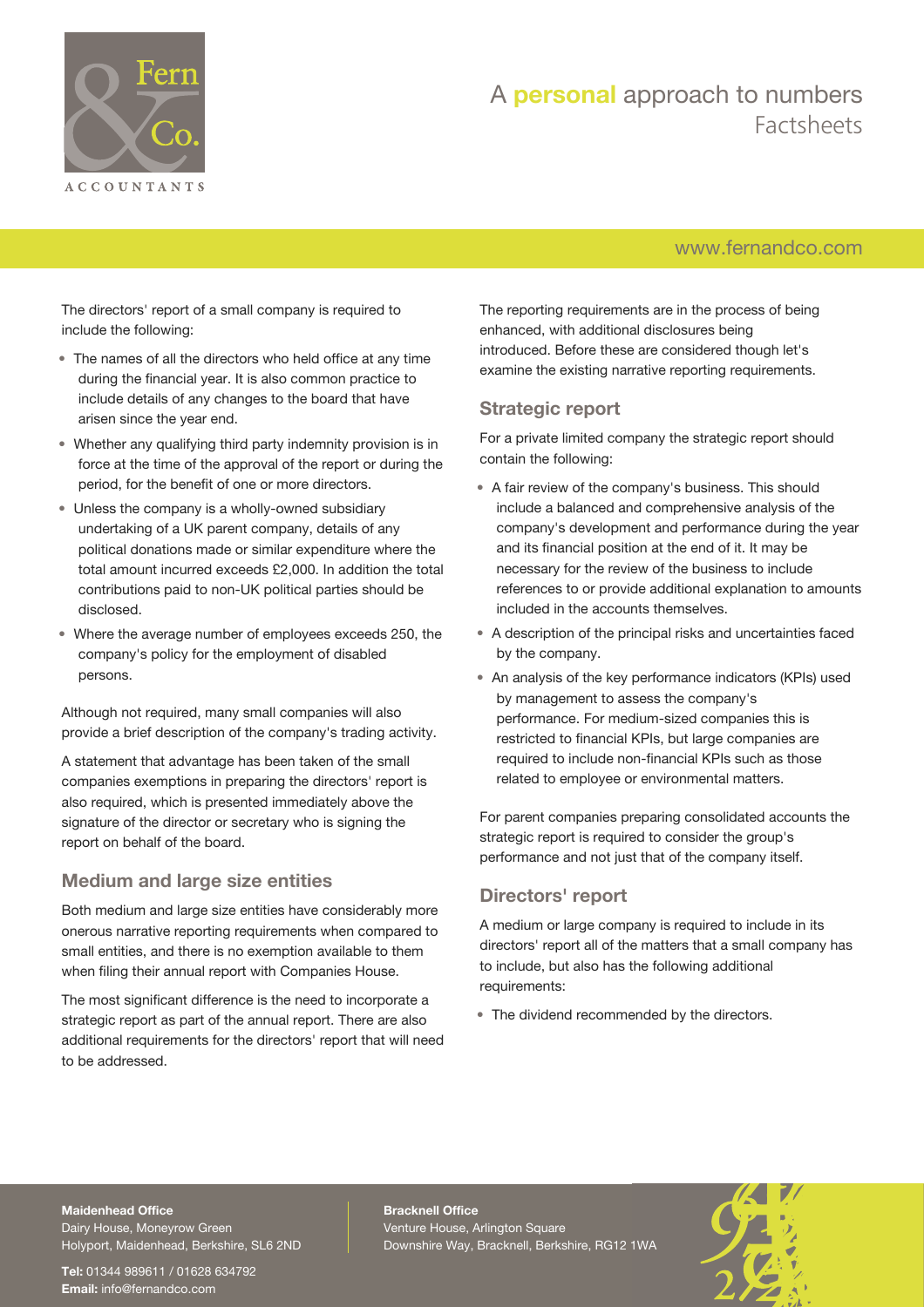The directors' report of a small company is required to include the following:

- The names of all the directors who held office at any time during the financial year. It is also common practice to include details of any changes to the board that have arisen since the year end.
- Whether any qualifying third party indemnity provision is in force at the time of the approval of the report or during the period, for the benefit of one or more directors.
- Unless the company is a wholly-owned subsidiary undertaking of a UK parent company, details of any political donations made or similar expenditure where the total amount incurred exceeds £2,000. In addition the total contributions paid to non-UK political parties should be disclosed.
- Where the average number of employees exceeds 250, the company's policy for the employment of disabled persons.

Although not required, many small companies will also provide a brief description of the company's trading activity.

A statement that advantage has been taken of the small companies exemptions in preparing the directors' report is also required, which is presented immediately above the signature of the director or secretary who is signing the report on behalf of the board.

## Medium and large size entities

Both medium and large size entities have considerably more onerous narrative reporting requirements when compared to small entities, and there is no exemption available to them when filing their annual report with Companies House.

The most significant difference is the need to incorporate a strategic report as part of the annual report. There are also additional requirements for the directors' report that will need to be addressed.

The reporting requirements are in the process of being enhanced, with additional disclosures being introduced. Before these are considered though let's examine the existing narrative reporting requirements.

## Strategic report

For a private limited company the strategic report should contain the following:

- A fair review of the company's business. This should include a balanced and comprehensive analysis of the company's development and performance during the year and its financial position at the end of it. It may be necessary for the review of the business to include references to or provide additional explanation to amounts included in the accounts themselves.
- A description of the principal risks and uncertainties faced by the company.
- An analysis of the key performance indicators (KPIs) used by management to assess the company's performance. For medium-sized companies this is restricted to financial KPIs, but large companies are required to include non-financial KPIs such as those related to employee or environmental matters.

For parent companies preparing consolidated accounts the strategic report is required to consider the group's performance and not just that of the company itself.

## Directors' report

A medium or large company is required to include in its directors' report all of the matters that a small company has to include, but also has the following additional requirements:

- The dividend recommended by the directors.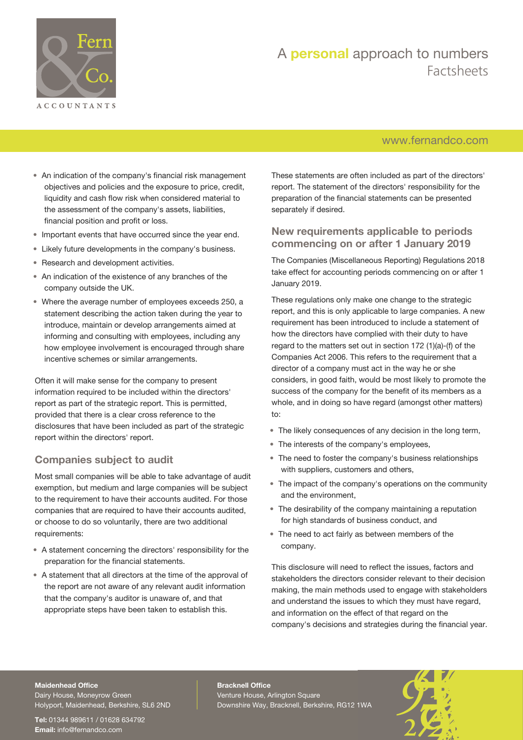- An indication of the company's financial risk management objectives and policies and the exposure to price, credit, liquidity and cash flow risk when considered material to the assessment of the company's assets, liabilities, financial position and profit or loss.
- Important events that have occurred since the year end.
- Likely future developments in the company's business.
- Research and development activities.
- An indication of the existence of any branches of the company outside the UK.
- Where the average number of employees exceeds 250, a statement describing the action taken during the year to introduce, maintain or develop arrangements aimed at informing and consulting with employees, including any how employee involvement is encouraged through share incentive schemes or similar arrangements.

Often it will make sense for the company to present information required to be included within the directors' report as part of the strategic report. This is permitted, provided that there is a clear cross reference to the disclosures that have been included as part of the strategic report within the directors' report.

## Companies subject to audit

Most small companies will be able to take advantage of audit exemption, but medium and large companies will be subject to the requirement to have their accounts audited. For those companies that are required to have their accounts audited, or choose to do so voluntarily, there are two additional requirements:

- A statement concerning the directors' responsibility for the preparation for the financial statements.
- A statement that all directors at the time of the approval of the report are not aware of any relevant audit information that the company's auditor is unaware of, and that appropriate steps have been taken to establish this.

These statements are often included as part of the directors' report. The statement of the directors' responsibility for the preparation of the financial statements can be presented separately if desired.

## New requirements applicable to periods commencing on or after 1 January 2019

The Companies (Miscellaneous Reporting) Regulations 2018 take effect for accounting periods commencing on or after 1 January 2019.

These regulations only make one change to the strategic report, and this is only applicable to large companies. A new requirement has been introduced to include a statement of how the directors have complied with their duty to have regard to the matters set out in section 172 (1)(a)-(f) of the Companies Act 2006. This refers to the requirement that a director of a company must act in the way he or she considers, in good faith, would be most likely to promote the success of the company for the benefit of its members as a whole, and in doing so have regard (amongst other matters) to:

- The likely consequences of any decision in the long term,
- The interests of the company's employees,
- The need to foster the company's business relationships with suppliers, customers and others,
- The impact of the company's operations on the community and the environment,
- The desirability of the company maintaining a reputation for high standards of business conduct, and
- The need to act fairly as between members of the company.

This disclosure will need to reflect the issues, factors and stakeholders the directors consider relevant to their decision making, the main methods used to engage with stakeholders and understand the issues to which they must have regard, and information on the effect of that regard on the company's decisions and strategies during the financial year.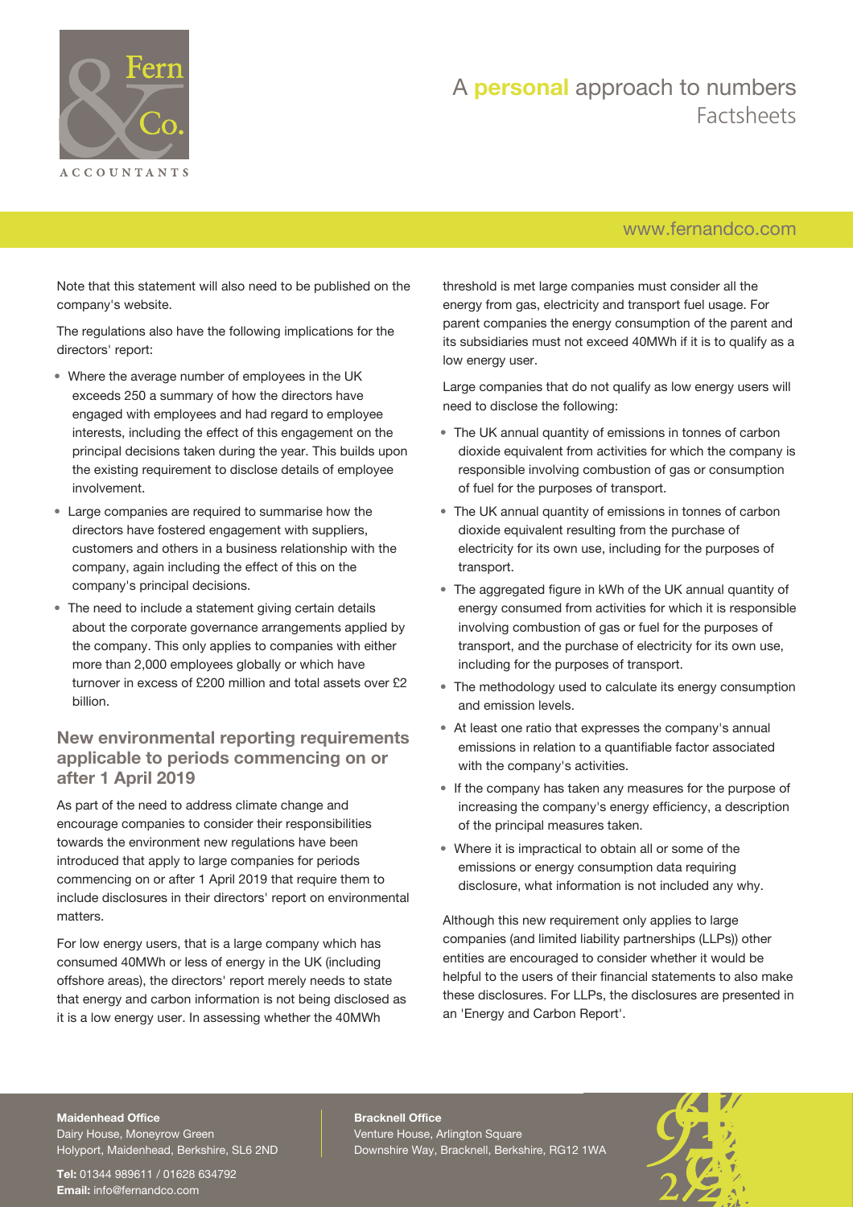Note that this statement will also need to be published on the company's website.

The regulations also have the following implications for the directors' report:

- Where the average number of employees in the UK exceeds 250 a summary of how the directors have engaged with employees and had regard to employee interests, including the effect of this engagement on the principal decisions taken during the year. This builds upon the existing requirement to disclose details of employee involvement.
- Large companies are required to summarise how the directors have fostered engagement with suppliers, customers and others in a business relationship with the company, again including the effect of this on the company's principal decisions.
- The need to include a statement giving certain details about the corporate governance arrangements applied by the company. This only applies to companies with either more than 2,000 employees globally or which have turnover in excess of £200 million and total assets over £2 billion.

## New environmental reporting requirements applicable to periods commencing on or after 1 April 2019

As part of the need to address climate change and encourage companies to consider their responsibilities towards the environment new regulations have been introduced that apply to large companies for periods commencing on or after 1 April 2019 that require them to include disclosures in their directors' report on environmental matters.

For low energy users, that is a large company which has consumed 40MWh or less of energy in the UK (including offshore areas), the directors' report merely needs to state that energy and carbon information is not being disclosed as it is a low energy user. In assessing whether the 40MWh threshold is met large companies must consider all the energy from gas, electricity and transport fuel usage. For parent companies the energy consumption of the parent and its subsidiaries must not exceed 40MWh if it is to qualify as a low energy user.

Large companies that do not qualify as low energy users will need to disclose the following:

- The UK annual quantity of emissions in tonnes of carbon dioxide equivalent from activities for which the company is responsible involving combustion of gas or consumption of fuel for the purposes of transport.
- The UK annual quantity of emissions in tonnes of carbon dioxide equivalent resulting from the purchase of electricity for its own use, including for the purposes of transport.
- The aggregated figure in kWh of the UK annual quantity of energy consumed from activities for which it is responsible involving combustion of gas or fuel for the purposes of transport, and the purchase of electricity for its own use, including for the purposes of transport.
- The methodology used to calculate its energy consumption and emission levels.
- At least one ratio that expresses the company's annual emissions in relation to a quantifiable factor associated with the company's activities.
- If the company has taken any measures for the purpose of increasing the company's energy efficiency, a description of the principal measures taken.
- Where it is impractical to obtain all or some of the emissions or energy consumption data requiring disclosure, what information is not included any why.

Although this new requirement only applies to large companies (and limited liability partnerships (LLPs)) other entities are encouraged to consider whether it would be helpful to the users of their financial statements to also make these disclosures. For LLPs, the disclosures are presented in an 'Energy and Carbon Report'.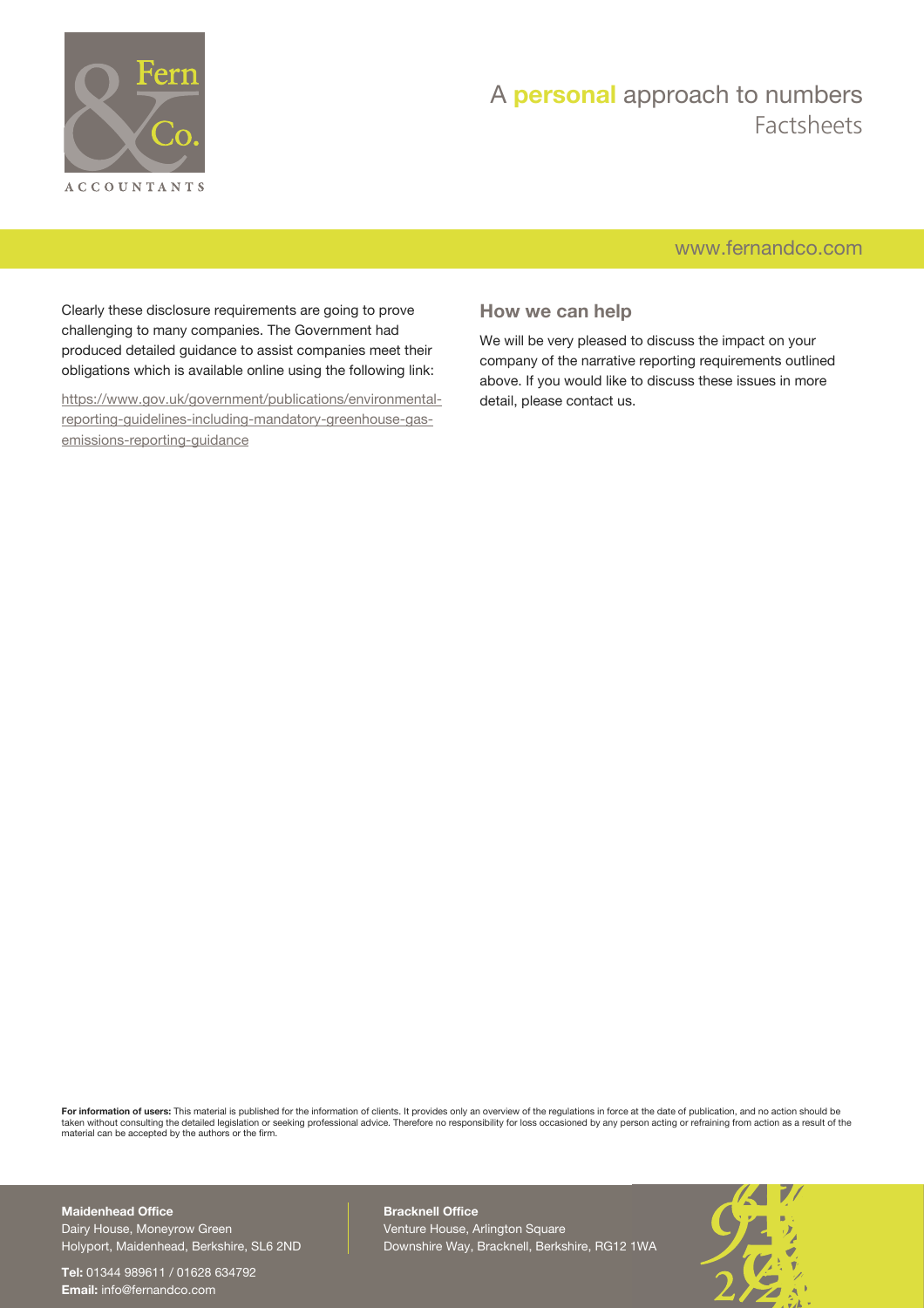Clearly these disclosure requirements are going to prove challenging to many companies. The Government had produced detailed guidance to assist companies meet their obligations which is available online using the following link:

https://www.gov.uk/government/publications/environmental-reporting-guidelines-including-mandatory-greenhouse-gas-emissions-reporting-guidance

## How we can help

We will be very pleased to discuss the impact on your company of the narrative reporting requirements outlined above. If you would like to discuss these issues in more detail, please contact us.

**For information of users:** This material is published for the information of clients. It provides only an overview of the regulations in force at the date of publication, and no action should be taken without consulting the detailed legislation or seeking professional advice. Therefore no responsibility for loss occasioned by any person acting or refraining from action as a result of the material can be accepted by the authors or the firm.

**Maidenhead Office**
Dairy House, Moneyrow Green
Holyport, Maidenhead, Berkshire, SL6 2ND

**Tel:** 01344 989611 / 01628 634792
**Email:** info@fernandco.com

**Bracknell Office**
Venture House, Arlington Square
Downshire Way, Bracknell, Berkshire, RG12 1WA